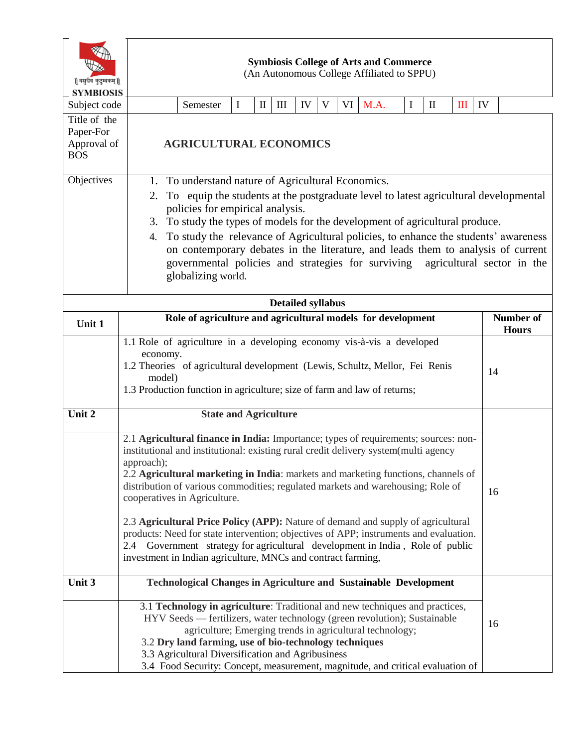**Symbiosis College of Arts and Commerce**
(An Autonomous College Affiliated to SPPU)

|| वसुधैव कुटुम्बकम् ||
SYMBIOSIS

| Subject code | | Semester | I | II | III | IV | V | VI | M.A. | I | II | III | IV |
|---|---|---|---|---|---|---|---|---|---|---|---|---|---|

| | |
|---|---|
| Title of the Paper-For Approval of BOS | **AGRICULTURAL ECONOMICS** |
| Objectives | 1. To understand nature of Agricultural Economics.<br>2. To equip the students at the postgraduate level to latest agricultural developmental policies for empirical analysis.<br>3. To study the types of models for the development of agricultural produce.<br>4. To study the relevance of Agricultural policies, to enhance the students' awareness on contemporary debates in the literature, and leads them to analysis of current governmental policies and strategies for surviving agricultural sector in the globalizing world. |

**Detailed syllabus**

| **Unit 1** | **Role of agriculture and agricultural models for development** | **Number of Hours** |
|---|---|---|
| | 1.1 Role of agriculture in a developing economy vis-à-vis a developed economy.<br>1.2 Theories of agricultural development (Lewis, Schultz, Mellor, Fei Renis model)<br>1.3 Production function in agriculture; size of farm and law of returns; | 14 |
| **Unit 2** | **State and Agriculture** | |
| | 2.1 **Agricultural finance in India:** Importance; types of requirements; sources: non-institutional and institutional: existing rural credit delivery system(multi agency approach);<br>2.2 **Agricultural marketing in India**: markets and marketing functions, channels of distribution of various commodities; regulated markets and warehousing; Role of cooperatives in Agriculture.<br><br>2.3 **Agricultural Price Policy (APP):** Nature of demand and supply of agricultural products: Need for state intervention; objectives of APP; instruments and evaluation.<br>2.4 Government strategy for agricultural development in India, Role of public investment in Indian agriculture, MNCs and contract farming, | 16 |
| **Unit 3** | **Technological Changes in Agriculture and Sustainable Development** | |
| | 3.1 **Technology in agriculture**: Traditional and new techniques and practices, HYV Seeds — fertilizers, water technology (green revolution); Sustainable agriculture; Emerging trends in agricultural technology;<br>3.2 **Dry land farming, use of bio-technology techniques**<br>3.3 Agricultural Diversification and Agribusiness<br>3.4 Food Security: Concept, measurement, magnitude, and critical evaluation of | 16 |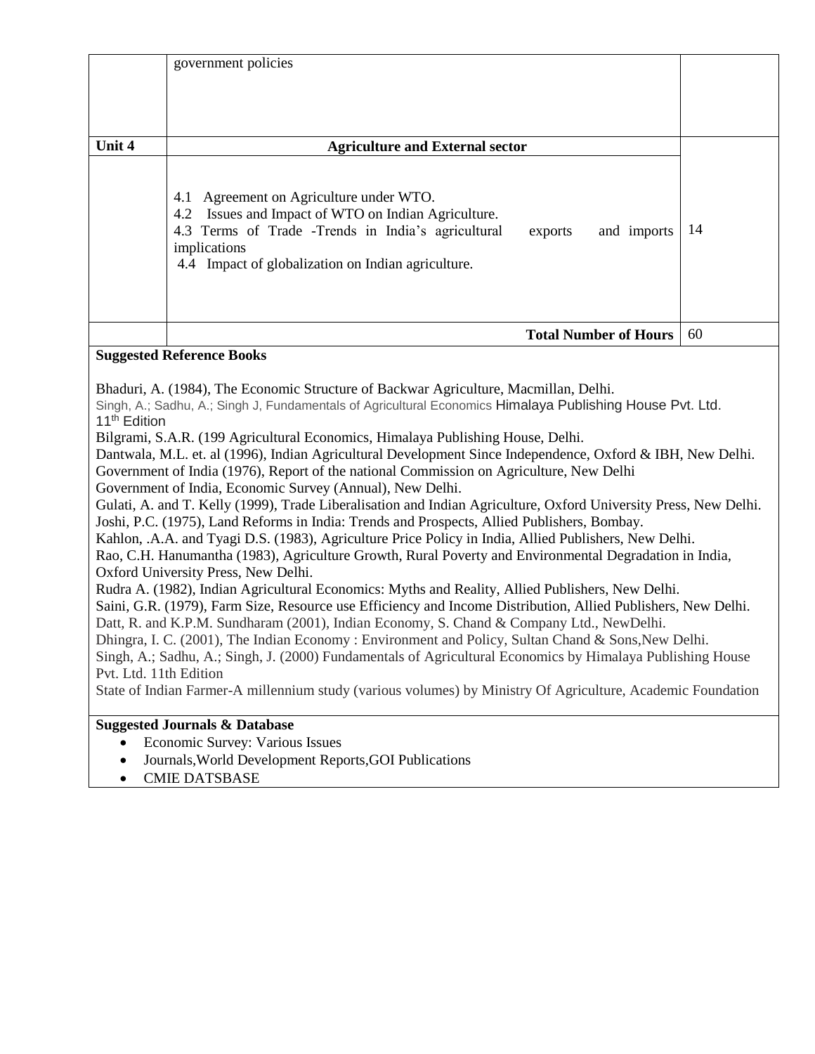| | | |
|---|---|---|
| | government policies | |
| **Unit 4** | **Agriculture and External sector** | 14 |
| | 4.1 Agreement on Agriculture under WTO.<br>4.2 Issues and Impact of WTO on Indian Agriculture.<br>4.3 Terms of Trade -Trends in India's agricultural exports and imports implications<br>4.4 Impact of globalization on Indian agriculture. | |
| | **Total Number of Hours** | 60 |

**Suggested Reference Books**

Bhaduri, A. (1984), The Economic Structure of Backwar Agriculture, Macmillan, Delhi.
Singh, A.; Sadhu, A.; Singh J, Fundamentals of Agricultural Economics Himalaya Publishing House Pvt. Ltd. 11th Edition
Bilgrami, S.A.R. (199 Agricultural Economics, Himalaya Publishing House, Delhi.
Dantwala, M.L. et. al (1996), Indian Agricultural Development Since Independence, Oxford & IBH, New Delhi.
Government of India (1976), Report of the national Commission on Agriculture, New Delhi
Government of India, Economic Survey (Annual), New Delhi.
Gulati, A. and T. Kelly (1999), Trade Liberalisation and Indian Agriculture, Oxford University Press, New Delhi.
Joshi, P.C. (1975), Land Reforms in India: Trends and Prospects, Allied Publishers, Bombay.
Kahlon, .A.A. and Tyagi D.S. (1983), Agriculture Price Policy in India, Allied Publishers, New Delhi.
Rao, C.H. Hanumantha (1983), Agriculture Growth, Rural Poverty and Environmental Degradation in India, Oxford University Press, New Delhi.
Rudra A. (1982), Indian Agricultural Economics: Myths and Reality, Allied Publishers, New Delhi.
Saini, G.R. (1979), Farm Size, Resource use Efficiency and Income Distribution, Allied Publishers, New Delhi.
Datt, R. and K.P.M. Sundharam (2001), Indian Economy, S. Chand & Company Ltd., NewDelhi.
Dhingra, I. C. (2001), The Indian Economy : Environment and Policy, Sultan Chand & Sons,New Delhi.
Singh, A.; Sadhu, A.; Singh, J. (2000) Fundamentals of Agricultural Economics by Himalaya Publishing House Pvt. Ltd. 11th Edition
State of Indian Farmer-A millennium study (various volumes) by Ministry Of Agriculture, Academic Foundation

**Suggested Journals & Database**

- Economic Survey: Various Issues
- Journals,World Development Reports,GOI Publications
- CMIE DATSBASE